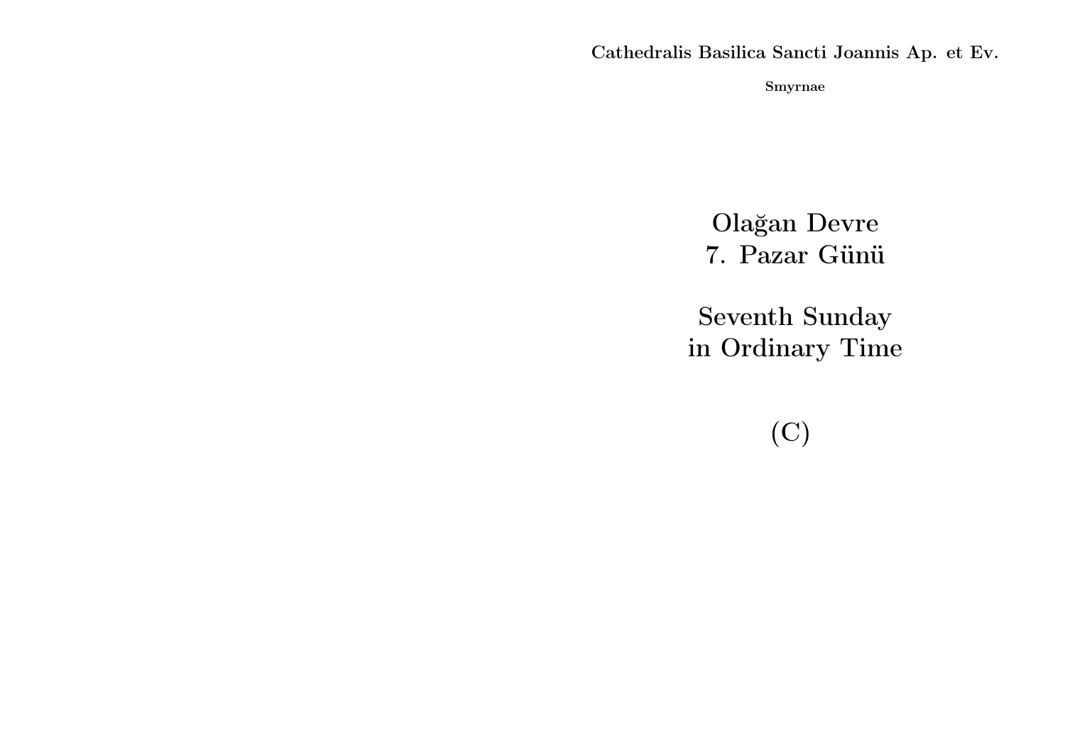**Cathedralis Basilica Sancti Joannis Ap. et Ev.**

**Smyrnae**

# Olağan Devre
# 7. Pazar Günü

# Seventh Sunday
# in Ordinary Time

# (C)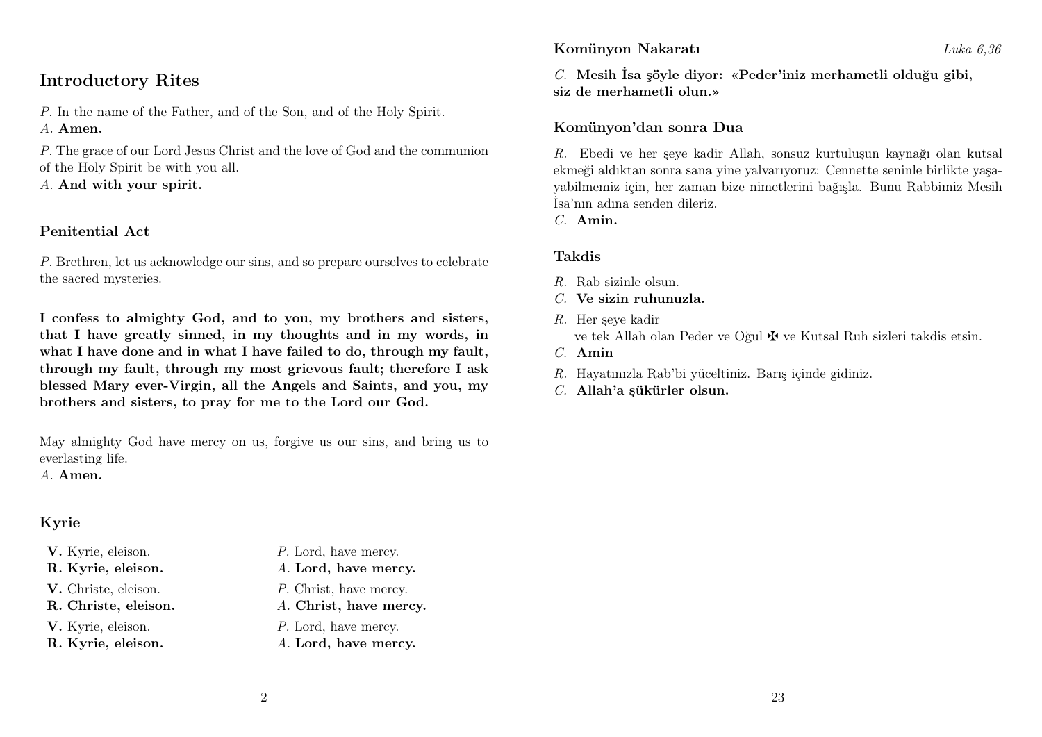## Introductory Rites

*P.* In the name of the Father, and of the Son, and of the Holy Spirit.
*A.* **Amen.**

*P.* The grace of our Lord Jesus Christ and the love of God and the communion of the Holy Spirit be with you all.
*A.* **And with your spirit.**

### Penitential Act

*P.* Brethren, let us acknowledge our sins, and so prepare ourselves to celebrate the sacred mysteries.

**I confess to almighty God, and to you, my brothers and sisters, that I have greatly sinned, in my thoughts and in my words, in what I have done and in what I have failed to do, through my fault, through my fault, through my most grievous fault; therefore I ask blessed Mary ever-Virgin, all the Angels and Saints, and you, my brothers and sisters, to pray for me to the Lord our God.**

May almighty God have mercy on us, forgive us our sins, and bring us to everlasting life.
*A.* **Amen.**

### Kyrie

| | |
|---|---|
| **V.** Kyrie, eleison. | *P.* Lord, have mercy. |
| **R. Kyrie, eleison.** | *A.* **Lord, have mercy.** |
| **V.** Christe, eleison. | *P.* Christ, have mercy. |
| **R. Christe, eleison.** | *A.* **Christ, have mercy.** |
| **V.** Kyrie, eleison. | *P.* Lord, have mercy. |
| **R. Kyrie, eleison.** | *A.* **Lord, have mercy.** |

### Komünyon Nakaratı

*Luka 6,36*

*C.* **Mesih İsa şöyle diyor: «Peder'iniz merhametli olduğu gibi, siz de merhametli olun.»**

### Komünyon'dan sonra Dua

*R.* Ebedi ve her şeye kadir Allah, sonsuz kurtuluşun kaynağı olan kutsal ekmeği aldıktan sonra sana yine yalvarıyoruz: Cennette seninle birlikte yaşayabilmemiz için, her zaman bize nimetlerini bağışla. Bunu Rabbimiz Mesih İsa'nın adına senden dileriz.
*C.* **Amin.**

### Takdis

*R.* Rab sizinle olsun.
*C.* **Ve sizin ruhunuzla.**

*R.* Her şeye kadir
ve tek Allah olan Peder ve Oğul ✠ ve Kutsal Ruh sizleri takdis etsin.
*C.* **Amin**

*R.* Hayatınızla Rab'bi yüceltiniz. Barış içinde gidiniz.
*C.* **Allah'a şükürler olsun.**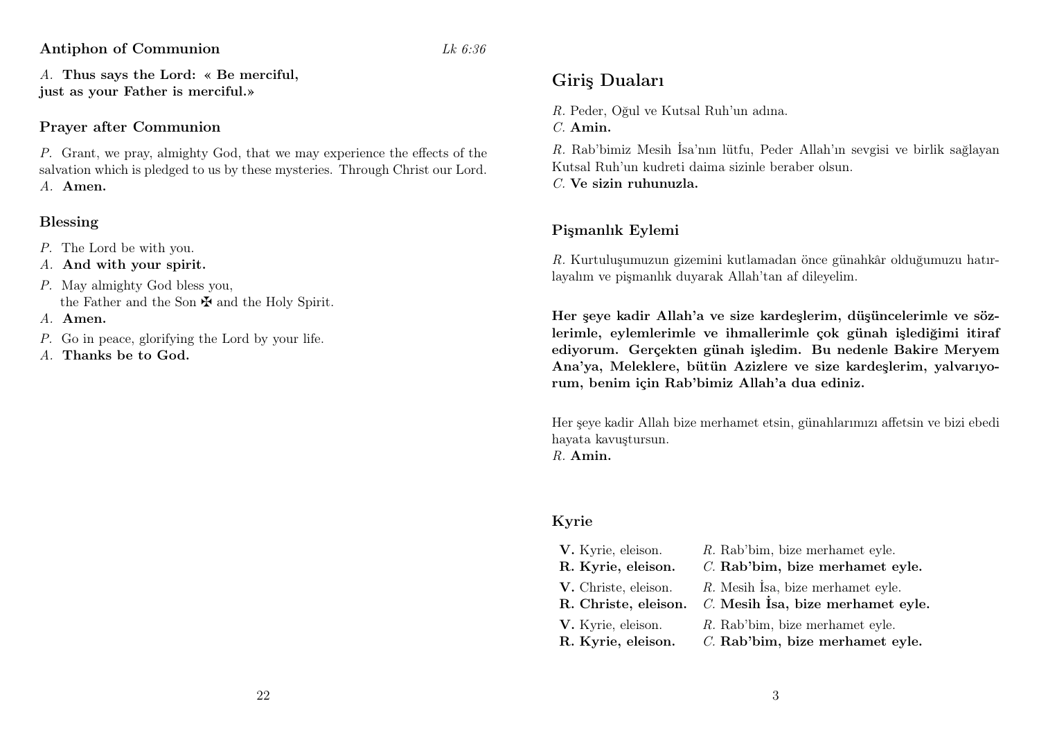### Antiphon of Communion

*Lk 6:36*

*A.* **Thus says the Lord: « Be merciful, just as your Father is merciful.»**

### Prayer after Communion

*P.* Grant, we pray, almighty God, that we may experience the effects of the salvation which is pledged to us by these mysteries. Through Christ our Lord.
*A.* **Amen.**

### Blessing

*P.* The Lord be with you.
*A.* **And with your spirit.**
*P.* May almighty God bless you, the Father and the Son ✠ and the Holy Spirit.
*A.* **Amen.**
*P.* Go in peace, glorifying the Lord by your life.
*A.* **Thanks be to God.**

## Giriş Duaları

*R.* Peder, Oğul ve Kutsal Ruh'un adına.
*C.* **Amin.**

*R.* Rab'bimiz Mesih İsa'nın lütfu, Peder Allah'ın sevgisi ve birlik sağlayan Kutsal Ruh'un kudreti daima sizinle beraber olsun.
*C.* **Ve sizin ruhunuzla.**

### Pişmanlık Eylemi

*R.* Kurtuluşumuzun gizemini kutlamadan önce günahkâr olduğumuzu hatırlayalım ve pişmanlık duyarak Allah'tan af dileyelim.

**Her şeye kadir Allah'a ve size kardeşlerim, düşüncelerimle ve sözlerimle, eylemlerimle ve ihmallerimle çok günah işlediğimi itiraf ediyorum. Gerçekten günah işledim. Bu nedenle Bakire Meryem Ana'ya, Meleklere, bütün Azizlere ve size kardeşlerim, yalvarıyorum, benim için Rab'bimiz Allah'a dua ediniz.**

Her şeye kadir Allah bize merhamet etsin, günahlarımızı affetsin ve bizi ebedi hayata kavuştursun.
*R.* **Amin.**

### Kyrie

| | |
|---|---|
| **V.** Kyrie, eleison. | *R.* Rab'bim, bize merhamet eyle. |
| **R. Kyrie, eleison.** | *C.* **Rab'bim, bize merhamet eyle.** |
| **V.** Christe, eleison. | *R.* Mesih İsa, bize merhamet eyle. |
| **R. Christe, eleison.** | *C.* **Mesih İsa, bize merhamet eyle.** |
| **V.** Kyrie, eleison. | *R.* Rab'bim, bize merhamet eyle. |
| **R. Kyrie, eleison.** | *C.* **Rab'bim, bize merhamet eyle.** |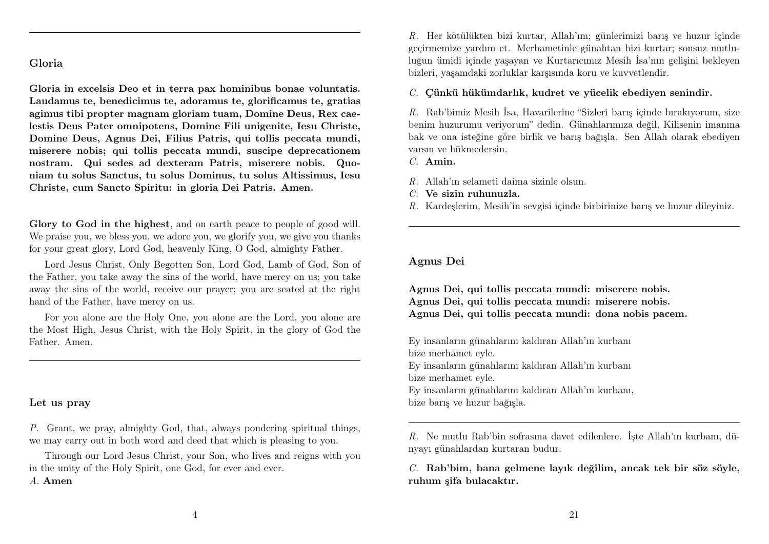## Gloria

**Gloria in excelsis Deo et in terra pax hominibus bonae voluntatis. Laudamus te, benedicimus te, adoramus te, glorificamus te, gratias agimus tibi propter magnam gloriam tuam, Domine Deus, Rex caelestis Deus Pater omnipotens, Domine Fili unigenite, Iesu Christe, Domine Deus, Agnus Dei, Filius Patris, qui tollis peccata mundi, miserere nobis; qui tollis peccata mundi, suscipe deprecationem nostram. Qui sedes ad dexteram Patris, miserere nobis. Quoniam tu solus Sanctus, tu solus Dominus, tu solus Altissimus, Iesu Christe, cum Sancto Spiritu: in gloria Dei Patris. Amen.**

**Glory to God in the highest**, and on earth peace to people of good will. We praise you, we bless you, we adore you, we glorify you, we give you thanks for your great glory, Lord God, heavenly King, O God, almighty Father.

Lord Jesus Christ, Only Begotten Son, Lord God, Lamb of God, Son of the Father, you take away the sins of the world, have mercy on us; you take away the sins of the world, receive our prayer; you are seated at the right hand of the Father, have mercy on us.

For you alone are the Holy One, you alone are the Lord, you alone are the Most High, Jesus Christ, with the Holy Spirit, in the glory of God the Father. Amen.

---

## Let us pray

*P.* Grant, we pray, almighty God, that, always pondering spiritual things, we may carry out in both word and deed that which is pleasing to you.

Through our Lord Jesus Christ, your Son, who lives and reigns with you in the unity of the Holy Spirit, one God, for ever and ever.
*A.* **Amen**

*R.* Her kötülükten bizi kurtar, Allah'ım; günlerimizi barış ve huzur içinde geçirmemize yardım et. Merhametinle günahtan bizi kurtar; sonsuz mutluluğun ümidi içinde yaşayan ve Kurtarıcımız Mesih İsa'nın gelişini bekleyen bizleri, yaşamdaki zorluklar karşısında koru ve kuvvetlendir.

*C.* **Çünkü hükümdarlık, kudret ve yücelik ebediyen senindir.**

*R.* Rab'bimiz Mesih İsa, Havarilerine "Sizleri barış içinde bırakıyorum, size benim huzurumu veriyorum" dedin. Günahlarımıza değil, Kilisenin imanına bak ve ona isteğine göre birlik ve barış bağışla. Sen Allah olarak ebediyen varsın ve hükmedersin.
*C.* **Amin.**

*R.* Allah'ın selameti daima sizinle olsun.
*C.* **Ve sizin ruhunuzla.**
*R.* Kardeşlerim, Mesih'in sevgisi içinde birbirinize barış ve huzur dileyiniz.

---

## Agnus Dei

**Agnus Dei, qui tollis peccata mundi: miserere nobis.**
**Agnus Dei, qui tollis peccata mundi: miserere nobis.**
**Agnus Dei, qui tollis peccata mundi: dona nobis pacem.**

Ey insanların günahlarını kaldıran Allah'ın kurbanı
bize merhamet eyle.
Ey insanların günahlarını kaldıran Allah'ın kurbanı
bize merhamet eyle.
Ey insanların günahlarını kaldıran Allah'ın kurbanı,
bize barış ve huzur bağışla.

---

*R.* Ne mutlu Rab'bin sofrasına davet edilenlere. İşte Allah'ın kurbanı, dünyayı günahlardan kurtaran budur.

*C.* **Rab'bim, bana gelmene layık değilim, ancak tek bir söz söyle, ruhum şifa bulacaktır.**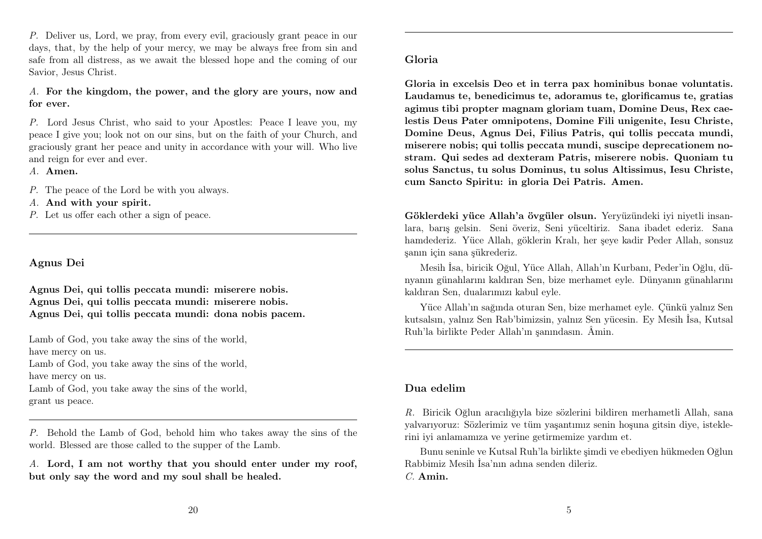*P.* Deliver us, Lord, we pray, from every evil, graciously grant peace in our days, that, by the help of your mercy, we may be always free from sin and safe from all distress, as we await the blessed hope and the coming of our Savior, Jesus Christ.

*A.* **For the kingdom, the power, and the glory are yours, now and for ever.**

*P.* Lord Jesus Christ, who said to your Apostles: Peace I leave you, my peace I give you; look not on our sins, but on the faith of your Church, and graciously grant her peace and unity in accordance with your will. Who live and reign for ever and ever.
*A.* **Amen.**

*P.* The peace of the Lord be with you always.
*A.* **And with your spirit.**
*P.* Let us offer each other a sign of peace.

---

### Agnus Dei

**Agnus Dei, qui tollis peccata mundi: miserere nobis.**
**Agnus Dei, qui tollis peccata mundi: miserere nobis.**
**Agnus Dei, qui tollis peccata mundi: dona nobis pacem.**

Lamb of God, you take away the sins of the world,
have mercy on us.
Lamb of God, you take away the sins of the world,
have mercy on us.
Lamb of God, you take away the sins of the world,
grant us peace.

---

*P.* Behold the Lamb of God, behold him who takes away the sins of the world. Blessed are those called to the supper of the Lamb.

*A.* **Lord, I am not worthy that you should enter under my roof, but only say the word and my soul shall be healed.**

---

### Gloria

**Gloria in excelsis Deo et in terra pax hominibus bonae voluntatis. Laudamus te, benedicimus te, adoramus te, glorificamus te, gratias agimus tibi propter magnam gloriam tuam, Domine Deus, Rex caelestis Deus Pater omnipotens, Domine Fili unigenite, Iesu Christe, Domine Deus, Agnus Dei, Filius Patris, qui tollis peccata mundi, miserere nobis; qui tollis peccata mundi, suscipe deprecationem nostram. Qui sedes ad dexteram Patris, miserere nobis. Quoniam tu solus Sanctus, tu solus Dominus, tu solus Altissimus, Iesu Christe, cum Sancto Spiritu: in gloria Dei Patris. Amen.**

**Göklerdeki yüce Allah'a övgüler olsun.** Yeryüzündeki iyi niyetli insanlara, barış gelsin. Seni överiz, Seni yüceltiriz. Sana ibadet ederiz. Sana hamdederiz. Yüce Allah, göklerin Kralı, her şeye kadir Peder Allah, sonsuz şanın için sana şükrederiz.

Mesih İsa, biricik Oğul, Yüce Allah, Allah'ın Kurbanı, Peder'in Oğlu, dünyanın günahlarını kaldıran Sen, bize merhamet eyle. Dünyanın günahlarını kaldıran Sen, dualarımızı kabul eyle.

Yüce Allah'ın sağında oturan Sen, bize merhamet eyle. Çünkü yalnız Sen kutsalsın, yalnız Sen Rab'bimizsin, yalnız Sen yücesin. Ey Mesih İsa, Kutsal Ruh'la birlikte Peder Allah'ın şanındasın. Âmin.

---

### Dua edelim

*R.* Biricik Oğlun aracılığıyla bize sözlerini bildiren merhametli Allah, sana yalvarıyoruz: Sözlerimiz ve tüm yaşantımız senin hoşuna gitsin diye, isteklerini iyi anlamamıza ve yerine getirmemize yardım et.

Bunu seninle ve Kutsal Ruh'la birlikte şimdi ve ebediyen hükmeden Oğlun Rabbimiz Mesih İsa'nın adına senden dileriz.
*C.* **Amin.**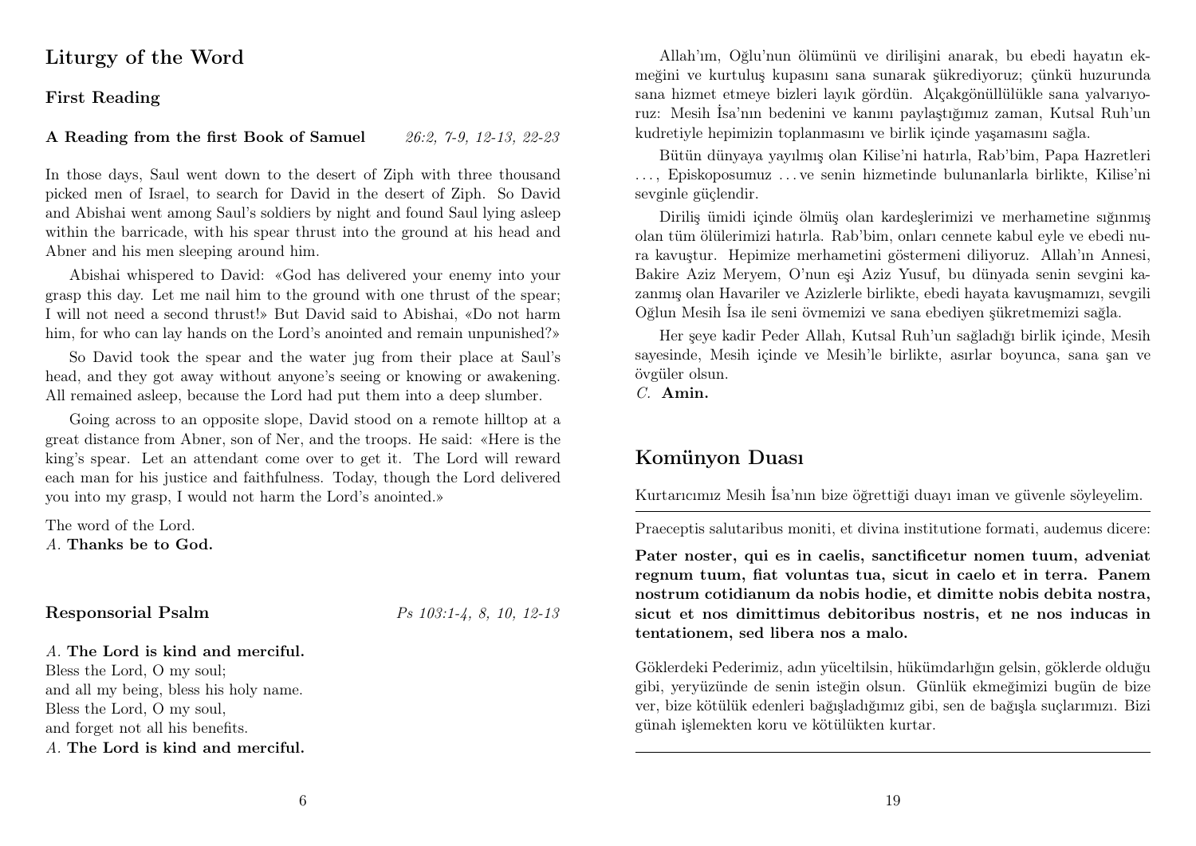## Liturgy of the Word

### First Reading

**A Reading from the first Book of Samuel** *26:2, 7-9, 12-13, 22-23*

In those days, Saul went down to the desert of Ziph with three thousand picked men of Israel, to search for David in the desert of Ziph. So David and Abishai went among Saul's soldiers by night and found Saul lying asleep within the barricade, with his spear thrust into the ground at his head and Abner and his men sleeping around him.

Abishai whispered to David: «God has delivered your enemy into your grasp this day. Let me nail him to the ground with one thrust of the spear; I will not need a second thrust!» But David said to Abishai, «Do not harm him, for who can lay hands on the Lord's anointed and remain unpunished?»

So David took the spear and the water jug from their place at Saul's head, and they got away without anyone's seeing or knowing or awakening. All remained asleep, because the Lord had put them into a deep slumber.

Going across to an opposite slope, David stood on a remote hilltop at a great distance from Abner, son of Ner, and the troops. He said: «Here is the king's spear. Let an attendant come over to get it. The Lord will reward each man for his justice and faithfulness. Today, though the Lord delivered you into my grasp, I would not harm the Lord's anointed.»

The word of the Lord.
*A.* **Thanks be to God.**

### Responsorial Psalm

*Ps 103:1-4, 8, 10, 12-13*

*A.* **The Lord is kind and merciful.**
Bless the Lord, O my soul;
and all my being, bless his holy name.
Bless the Lord, O my soul,
and forget not all his benefits.
*A.* **The Lord is kind and merciful.**

Allah'ım, Oğlu'nun ölümünü ve dirilişini anarak, bu ebedi hayatın ekmeğini ve kurtuluş kupasını sana sunarak şükrediyoruz; çünkü huzurunda sana hizmet etmeye bizleri layık gördün. Alçakgönüllülükle sana yalvarıyoruz: Mesih İsa'nın bedenini ve kanını paylaştığımız zaman, Kutsal Ruh'un kudretiyle hepimizin toplanmasını ve birlik içinde yaşamasını sağla.

Bütün dünyaya yayılmış olan Kilise'ni hatırla, Rab'bim, Papa Hazretleri . . . , Episkoposumuz . . . ve senin hizmetinde bulunanlarla birlikte, Kilise'ni sevginle güçlendir.

Diriliş ümidi içinde ölmüş olan kardeşlerimizi ve merhametine sığınmış olan tüm ölülerimizi hatırla. Rab'bim, onları cennete kabul eyle ve ebedi nura kavuştur. Hepimize merhametini göstermeni diliyoruz. Allah'ın Annesi, Bakire Aziz Meryem, O'nun eşi Aziz Yusuf, bu dünyada senin sevgini kazanmış olan Havariler ve Azizlerle birlikte, ebedi hayata kavuşmamızı, sevgili Oğlun Mesih İsa ile seni övmemizi ve sana ebediyen şükretmemizi sağla.

Her şeye kadir Peder Allah, Kutsal Ruh'un sağladığı birlik içinde, Mesih sayesinde, Mesih içinde ve Mesih'le birlikte, asırlar boyunca, sana şan ve övgüler olsun.
*C.* **Amin.**

## Komünyon Duası

Kurtarıcımız Mesih İsa'nın bize öğrettiği duayı iman ve güvenle söyleyelim.

---

Praeceptis salutaribus moniti, et divina institutione formati, audemus dicere:

**Pater noster, qui es in caelis, sanctificetur nomen tuum, adveniat regnum tuum, fiat voluntas tua, sicut in caelo et in terra. Panem nostrum cotidianum da nobis hodie, et dimitte nobis debita nostra, sicut et nos dimittimus debitoribus nostris, et ne nos inducas in tentationem, sed libera nos a malo.**

Göklerdeki Pederimiz, adın yüceltilsin, hükümdarlığın gelsin, göklerde olduğu gibi, yeryüzünde de senin isteğin olsun. Günlük ekmeğimizi bugün de bize ver, bize kötülük edenleri bağışladığımız gibi, sen de bağışla suçlarımızı. Bizi günah işlemekten koru ve kötülükten kurtar.

---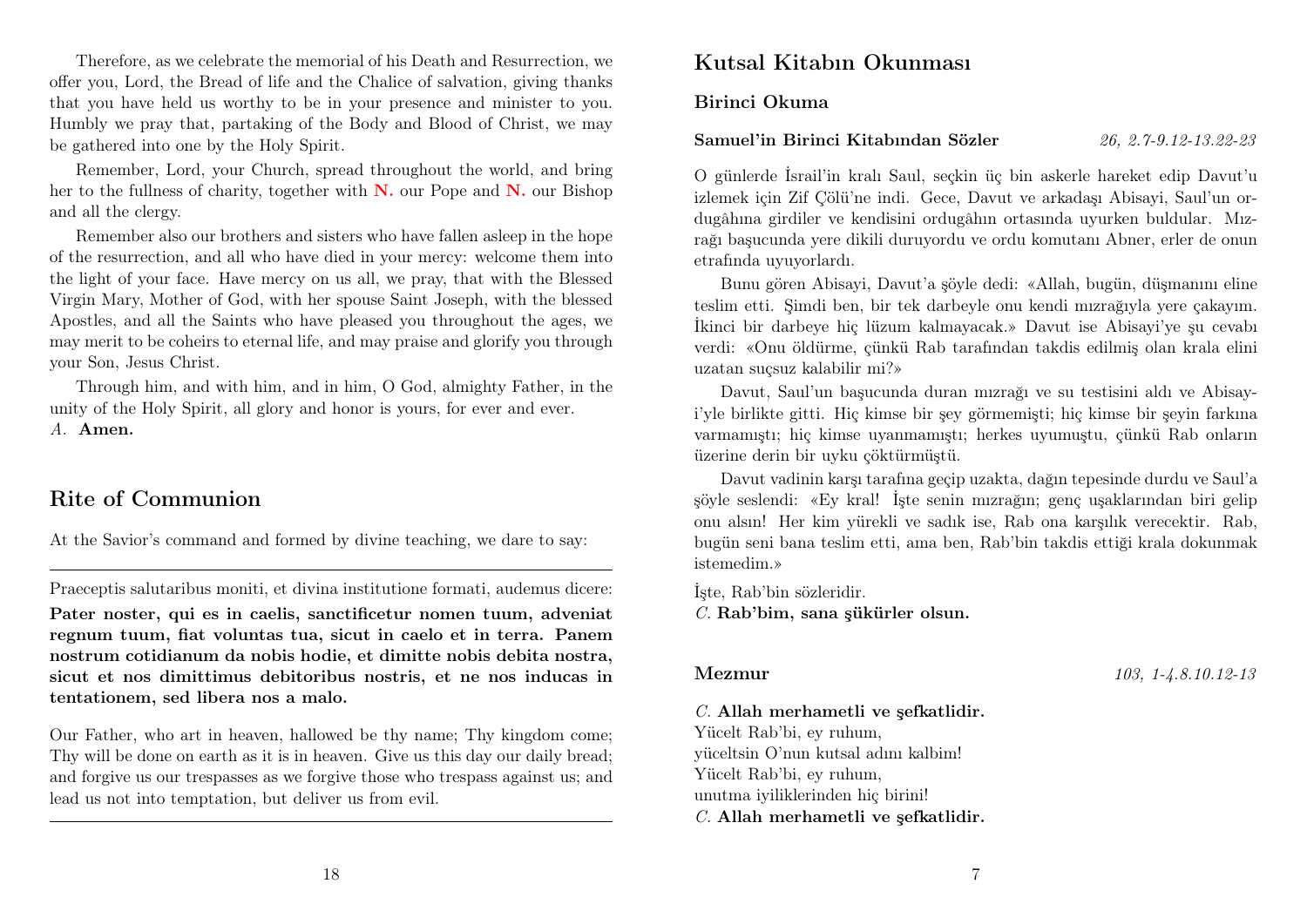Therefore, as we celebrate the memorial of his Death and Resurrection, we offer you, Lord, the Bread of life and the Chalice of salvation, giving thanks that you have held us worthy to be in your presence and minister to you. Humbly we pray that, partaking of the Body and Blood of Christ, we may be gathered into one by the Holy Spirit.

Remember, Lord, your Church, spread throughout the world, and bring her to the fullness of charity, together with **N.** our Pope and **N.** our Bishop and all the clergy.

Remember also our brothers and sisters who have fallen asleep in the hope of the resurrection, and all who have died in your mercy: welcome them into the light of your face. Have mercy on us all, we pray, that with the Blessed Virgin Mary, Mother of God, with her spouse Saint Joseph, with the blessed Apostles, and all the Saints who have pleased you throughout the ages, we may merit to be coheirs to eternal life, and may praise and glorify you through your Son, Jesus Christ.

Through him, and with him, and in him, O God, almighty Father, in the unity of the Holy Spirit, all glory and honor is yours, for ever and ever.
*A.* **Amen.**

## Rite of Communion

At the Savior's command and formed by divine teaching, we dare to say:

---

Praeceptis salutaribus moniti, et divina institutione formati, audemus dicere:

**Pater noster, qui es in caelis, sanctificetur nomen tuum, adveniat regnum tuum, fiat voluntas tua, sicut in caelo et in terra. Panem nostrum cotidianum da nobis hodie, et dimitte nobis debita nostra, sicut et nos dimittimus debitoribus nostris, et ne nos inducas in tentationem, sed libera nos a malo.**

Our Father, who art in heaven, hallowed be thy name; Thy kingdom come; Thy will be done on earth as it is in heaven. Give us this day our daily bread; and forgive us our trespasses as we forgive those who trespass against us; and lead us not into temptation, but deliver us from evil.

---

## Kutsal Kitabın Okunması

### Birinci Okuma

**Samuel'in Birinci Kitabından Sözler** *26, 2.7-9.12-13.22-23*

O günlerde İsrail'in kralı Saul, seçkin üç bin askerle hareket edip Davut'u izlemek için Zif Çölü'ne indi. Gece, Davut ve arkadaşı Abisayi, Saul'un ordugâhına girdiler ve kendisini ordugâhın ortasında uyurken buldular. Mızrağı başucunda yere dikili duruyordu ve ordu komutanı Abner, erler de onun etrafında uyuyorlardı.

Bunu gören Abisayi, Davut'a şöyle dedi: «Allah, bugün, düşmanını eline teslim etti. Şimdi ben, bir tek darbeyle onu kendi mızrağıyla yere çakayım. İkinci bir darbeye hiç lüzum kalmayacak.» Davut ise Abisayi'ye şu cevabı verdi: «Onu öldürme, çünkü Rab tarafından takdis edilmiş olan krala elini uzatan suçsuz kalabilir mi?»

Davut, Saul'un başucunda duran mızrağı ve su testisini aldı ve Abisayi'yle birlikte gitti. Hiç kimse bir şey görmemişti; hiç kimse bir şeyin farkına varmamıştı; hiç kimse uyanmamıştı; herkes uyumuştu, çünkü Rab onların üzerine derin bir uyku çöktürmüştü.

Davut vadinin karşı tarafına geçip uzakta, dağın tepesinde durdu ve Saul'a şöyle seslendi: «Ey kral! İşte senin mızrağın; genç uşaklarından biri gelip onu alsın! Her kim yürekli ve sadık ise, Rab ona karşılık verecektir. Rab, bugün seni bana teslim etti, ama ben, Rab'bin takdis ettiği krala dokunmak istemedim.»

İşte, Rab'bin sözleridir.
*C.* **Rab'bim, sana şükürler olsun.**

**Mezmur** *103, 1-4.8.10.12-13*

*C.* **Allah merhametli ve şefkatlidir.**
Yücelt Rab'bi, ey ruhum,
yüceltsin O'nun kutsal adını kalbim!
Yücelt Rab'bi, ey ruhum,
unutma iyiliklerinden hiç birini!
*C.* **Allah merhametli ve şefkatlidir.**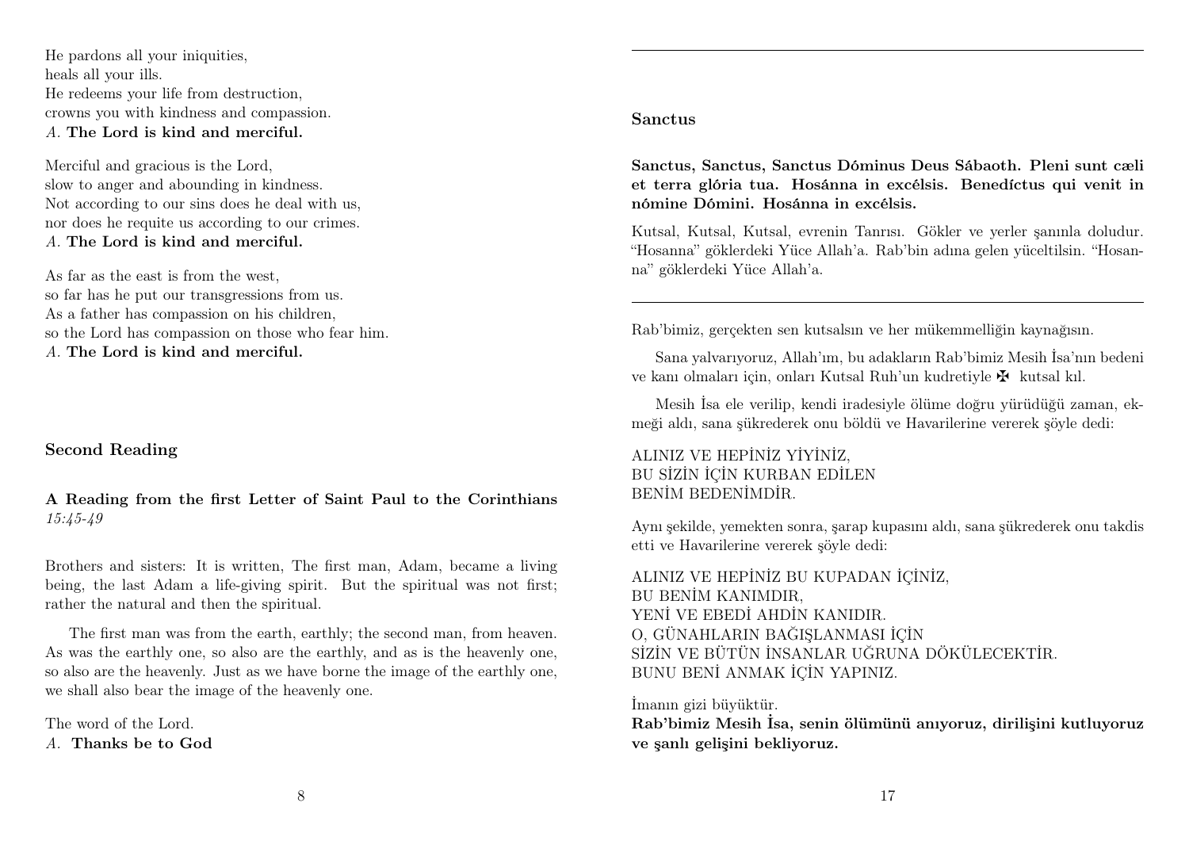He pardons all your iniquities,
heals all your ills.
He redeems your life from destruction,
crowns you with kindness and compassion.
*A.* **The Lord is kind and merciful.**

Merciful and gracious is the Lord,
slow to anger and abounding in kindness.
Not according to our sins does he deal with us,
nor does he requite us according to our crimes.
*A.* **The Lord is kind and merciful.**

As far as the east is from the west,
so far has he put our transgressions from us.
As a father has compassion on his children,
so the Lord has compassion on those who fear him.
*A.* **The Lord is kind and merciful.**

## Second Reading

**A Reading from the first Letter of Saint Paul to the Corinthians** *15:45-49*

Brothers and sisters: It is written, The first man, Adam, became a living being, the last Adam a life-giving spirit. But the spiritual was not first; rather the natural and then the spiritual.

The first man was from the earth, earthly; the second man, from heaven. As was the earthly one, so also are the earthly, and as is the heavenly one, so also are the heavenly. Just as we have borne the image of the earthly one, we shall also bear the image of the heavenly one.

The word of the Lord.
*A.* **Thanks be to God**

---

## Sanctus

**Sanctus, Sanctus, Sanctus Dóminus Deus Sábaoth. Pleni sunt cæli et terra glória tua. Hosánna in excélsis. Benedíctus qui venit in nómine Dómini. Hosánna in excélsis.**

Kutsal, Kutsal, Kutsal, evrenin Tanrısı. Gökler ve yerler şanınla doludur. "Hosanna" göklerdeki Yüce Allah'a. Rab'bin adına gelen yüceltilsin. "Hosanna" göklerdeki Yüce Allah'a.

---

Rab'bimiz, gerçekten sen kutsalsın ve her mükemmelliğin kaynağısın.

Sana yalvarıyoruz, Allah'ım, bu adakların Rab'bimiz Mesih İsa'nın bedeni ve kanı olmaları için, onları Kutsal Ruh'un kudretiyle ✠ kutsal kıl.

Mesih İsa ele verilip, kendi iradesiyle ölüme doğru yürüdüğü zaman, ekmeği aldı, sana şükrederek onu böldü ve Havarilerine vererek şöyle dedi:

ALINIZ VE HEPİNİZ YİYİNİZ,
BU SİZİN İÇİN KURBAN EDİLEN
BENİM BEDENİMDİR.

Aynı şekilde, yemekten sonra, şarap kupasını aldı, sana şükrederek onu takdis etti ve Havarilerine vererek şöyle dedi:

ALINIZ VE HEPİNİZ BU KUPADAN İÇİNİZ,
BU BENİM KANIMDIR,
YENİ VE EBEDİ AHDİN KANIDIR.
O, GÜNAHLARIN BAĞIŞLANMASI İÇİN
SİZİN VE BÜTÜN İNSANLAR UĞRUNA DÖKÜLECEKTİR.
BUNU BENİ ANMAK İÇİN YAPINIZ.

İmanın gizi büyüktür.
**Rab'bimiz Mesih İsa, senin ölümünü anıyoruz, dirilişini kutluyoruz ve şanlı gelişini bekliyoruz.**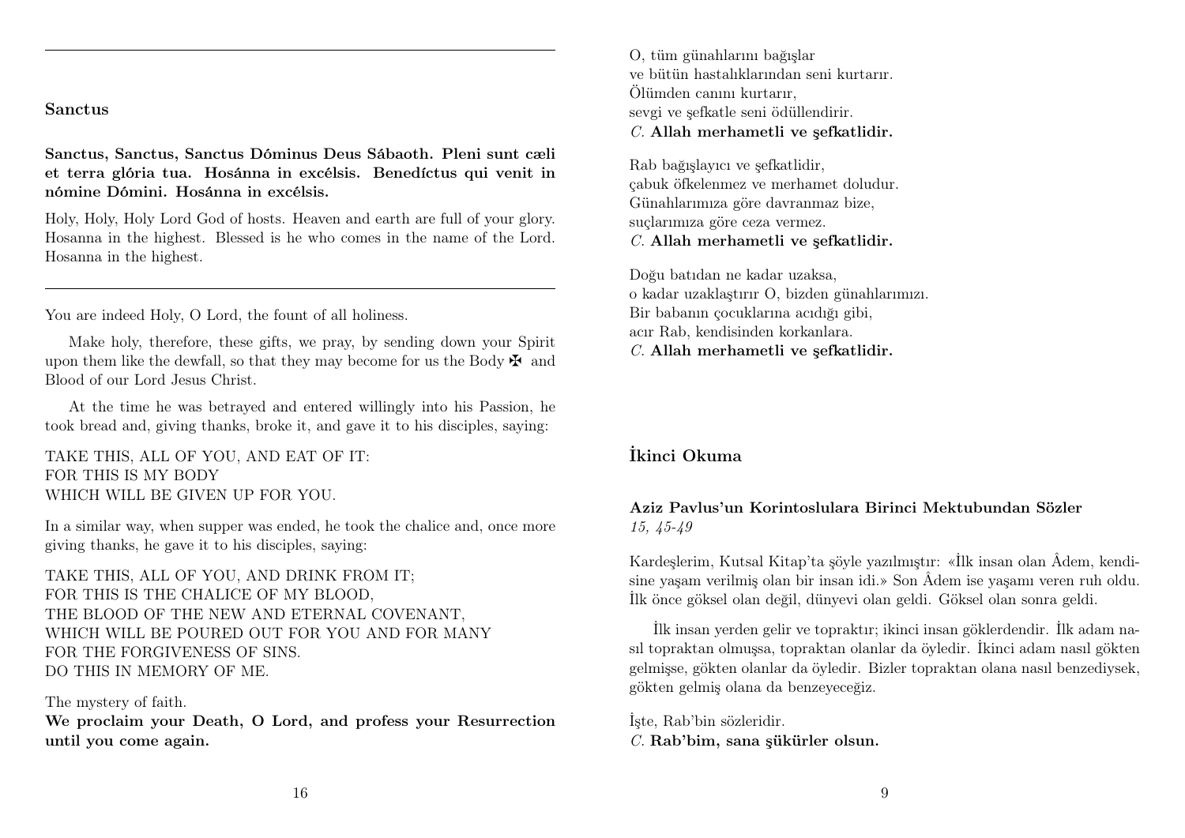## Sanctus

**Sanctus, Sanctus, Sanctus Dóminus Deus Sábaoth. Pleni sunt cæli et terra glória tua. Hosánna in excélsis. Benedíctus qui venit in nómine Dómini. Hosánna in excélsis.**

Holy, Holy, Holy Lord God of hosts. Heaven and earth are full of your glory. Hosanna in the highest. Blessed is he who comes in the name of the Lord. Hosanna in the highest.

---

You are indeed Holy, O Lord, the fount of all holiness.

Make holy, therefore, these gifts, we pray, by sending down your Spirit upon them like the dewfall, so that they may become for us the Body ✠ and Blood of our Lord Jesus Christ.

At the time he was betrayed and entered willingly into his Passion, he took bread and, giving thanks, broke it, and gave it to his disciples, saying:

TAKE THIS, ALL OF YOU, AND EAT OF IT:
FOR THIS IS MY BODY
WHICH WILL BE GIVEN UP FOR YOU.

In a similar way, when supper was ended, he took the chalice and, once more giving thanks, he gave it to his disciples, saying:

TAKE THIS, ALL OF YOU, AND DRINK FROM IT;
FOR THIS IS THE CHALICE OF MY BLOOD,
THE BLOOD OF THE NEW AND ETERNAL COVENANT,
WHICH WILL BE POURED OUT FOR YOU AND FOR MANY
FOR THE FORGIVENESS OF SINS.
DO THIS IN MEMORY OF ME.

The mystery of faith.
**We proclaim your Death, O Lord, and profess your Resurrection until you come again.**

O, tüm günahlarını bağışlar
ve bütün hastalıklarından seni kurtarır.
Ölümden canını kurtarır,
sevgi ve şefkatle seni ödüllendirir.
*C.* **Allah merhametli ve şefkatlidir.**

Rab bağışlayıcı ve şefkatlidir,
çabuk öfkelenmez ve merhamet doludur.
Günahlarımıza göre davranmaz bize,
suçlarımıza göre ceza vermez.
*C.* **Allah merhametli ve şefkatlidir.**

Doğu batıdan ne kadar uzaksa,
o kadar uzaklaştırır O, bizden günahlarımızı.
Bir babanın çocuklarına acıdığı gibi,
acır Rab, kendisinden korkanlara.
*C.* **Allah merhametli ve şefkatlidir.**

## İkinci Okuma

**Aziz Pavlus'un Korintoslulara Birinci Mektubundan Sözler**
*15, 45-49*

Kardeşlerim, Kutsal Kitap'ta şöyle yazılmıştır: «İlk insan olan Âdem, kendisine yaşam verilmiş olan bir insan idi.» Son Âdem ise yaşamı veren ruh oldu. İlk önce göksel olan değil, dünyevi olan geldi. Göksel olan sonra geldi.

İlk insan yerden gelir ve topraktır; ikinci insan göklerdendir. İlk adam nasıl topraktan olmuşsa, topraktan olanlar da öyledir. İkinci adam nasıl gökten gelmişse, gökten olanlar da öyledir. Bizler topraktan olana nasıl benzediysek, gökten gelmiş olana da benzeyeceğiz.

İşte, Rab'bin sözleridir.
*C.* **Rab'bim, sana şükürler olsun.**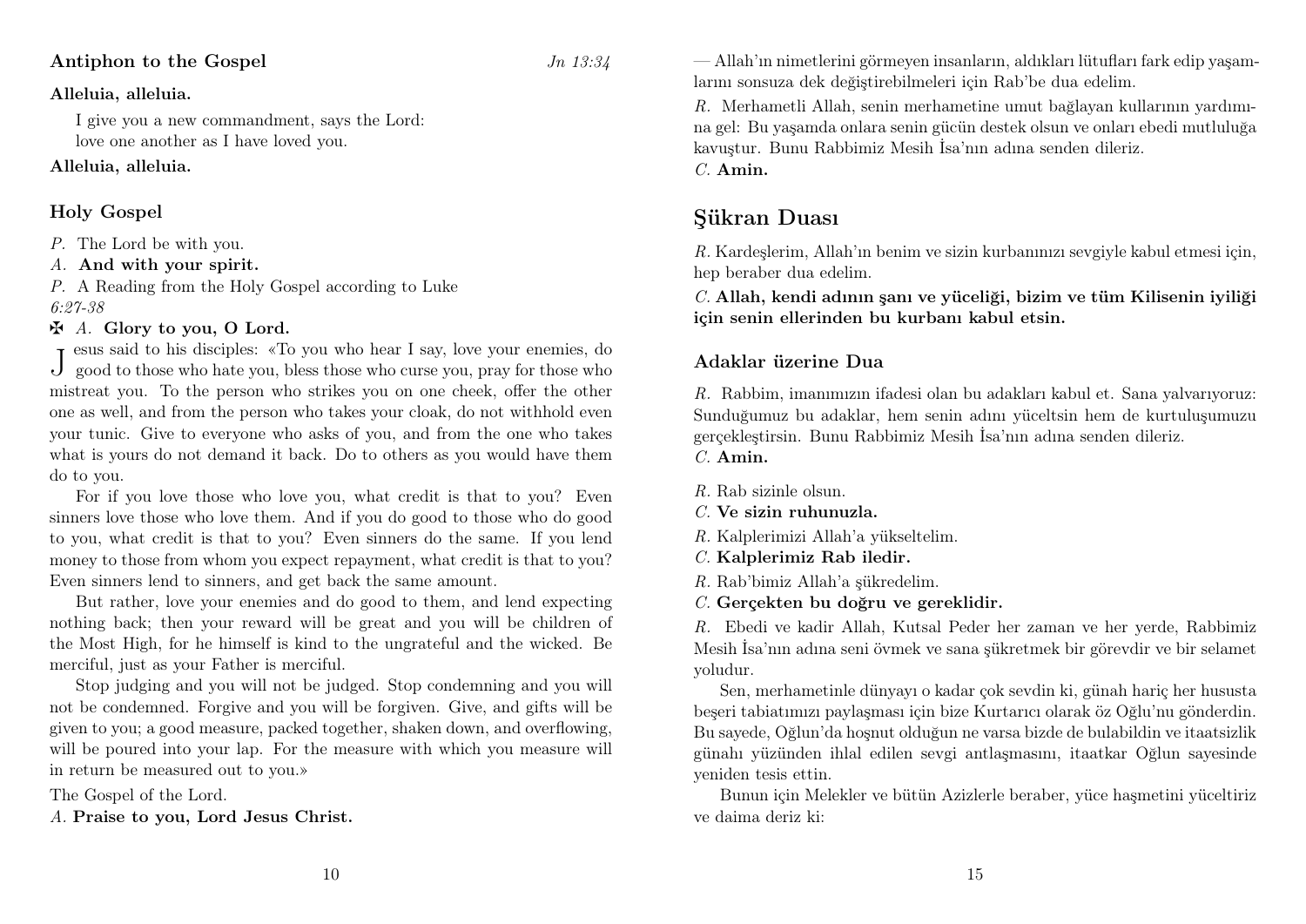### Antiphon to the Gospel

*Jn 13:34*

**Alleluia, alleluia.**

I give you a new commandment, says the Lord:
love one another as I have loved you.

**Alleluia, alleluia.**

### Holy Gospel

*P.* The Lord be with you.

*A.* **And with your spirit.**

*P.* A Reading from the Holy Gospel according to Luke
*6:27-38*

✠ *A.* **Glory to you, O Lord.**

Jesus said to his disciples: «To you who hear I say, love your enemies, do good to those who hate you, bless those who curse you, pray for those who mistreat you. To the person who strikes you on one cheek, offer the other one as well, and from the person who takes your cloak, do not withhold even your tunic. Give to everyone who asks of you, and from the one who takes what is yours do not demand it back. Do to others as you would have them do to you.

For if you love those who love you, what credit is that to you? Even sinners love those who love them. And if you do good to those who do good to you, what credit is that to you? Even sinners do the same. If you lend money to those from whom you expect repayment, what credit is that to you? Even sinners lend to sinners, and get back the same amount.

But rather, love your enemies and do good to them, and lend expecting nothing back; then your reward will be great and you will be children of the Most High, for he himself is kind to the ungrateful and the wicked. Be merciful, just as your Father is merciful.

Stop judging and you will not be judged. Stop condemning and you will not be condemned. Forgive and you will be forgiven. Give, and gifts will be given to you; a good measure, packed together, shaken down, and overflowing, will be poured into your lap. For the measure with which you measure will in return be measured out to you.»

The Gospel of the Lord.

*A.* **Praise to you, Lord Jesus Christ.**

— Allah'ın nimetlerini görmeyen insanların, aldıkları lütufları fark edip yaşamlarını sonsuza dek değiştirebilmeleri için Rab'be dua edelim.

*R.* Merhametli Allah, senin merhametine umut bağlayan kullarının yardımına gel: Bu yaşamda onlara senin gücün destek olsun ve onları ebedi mutluluğa kavuştur. Bunu Rabbimiz Mesih İsa'nın adına senden dileriz.

*C.* **Amin.**

## Şükran Duası

*R.* Kardeşlerim, Allah'ın benim ve sizin kurbanınızı sevgiyle kabul etmesi için, hep beraber dua edelim.

*C.* **Allah, kendi adının şanı ve yüceliği, bizim ve tüm Kilisenin iyiliği için senin ellerinden bu kurbanı kabul etsin.**

### Adaklar üzerine Dua

*R.* Rabbim, imanımızın ifadesi olan bu adakları kabul et. Sana yalvarıyoruz: Sunduğumuz bu adaklar, hem senin adını yüceltsin hem de kurtuluşumuzu gerçekleştirsin. Bunu Rabbimiz Mesih İsa'nın adına senden dileriz.

*C.* **Amin.**

*R.* Rab sizinle olsun.

*C.* **Ve sizin ruhunuzla.**

*R.* Kalplerimizi Allah'a yükseltelim.

*C.* **Kalplerimiz Rab iledir.**

*R.* Rab'bimiz Allah'a şükredelim.

*C.* **Gerçekten bu doğru ve gereklidir.**

*R.* Ebedi ve kadir Allah, Kutsal Peder her zaman ve her yerde, Rabbimiz Mesih İsa'nın adına seni övmek ve sana şükretmek bir görevdir ve bir selamet yoludur.

Sen, merhametinle dünyayı o kadar çok sevdin ki, günah hariç her hususta beşeri tabiatımızı paylaşması için bize Kurtarıcı olarak öz Oğlu'nu gönderdin. Bu sayede, Oğlun'da hoşnut olduğun ne varsa bizde de bulabildin ve itaatsizlik günahı yüzünden ihlal edilen sevgi antlaşmasını, itaatkar Oğlun sayesinde yeniden tesis ettin.

Bunun için Melekler ve bütün Azizlerle beraber, yüce haşmetini yüceltiriz ve daima deriz ki: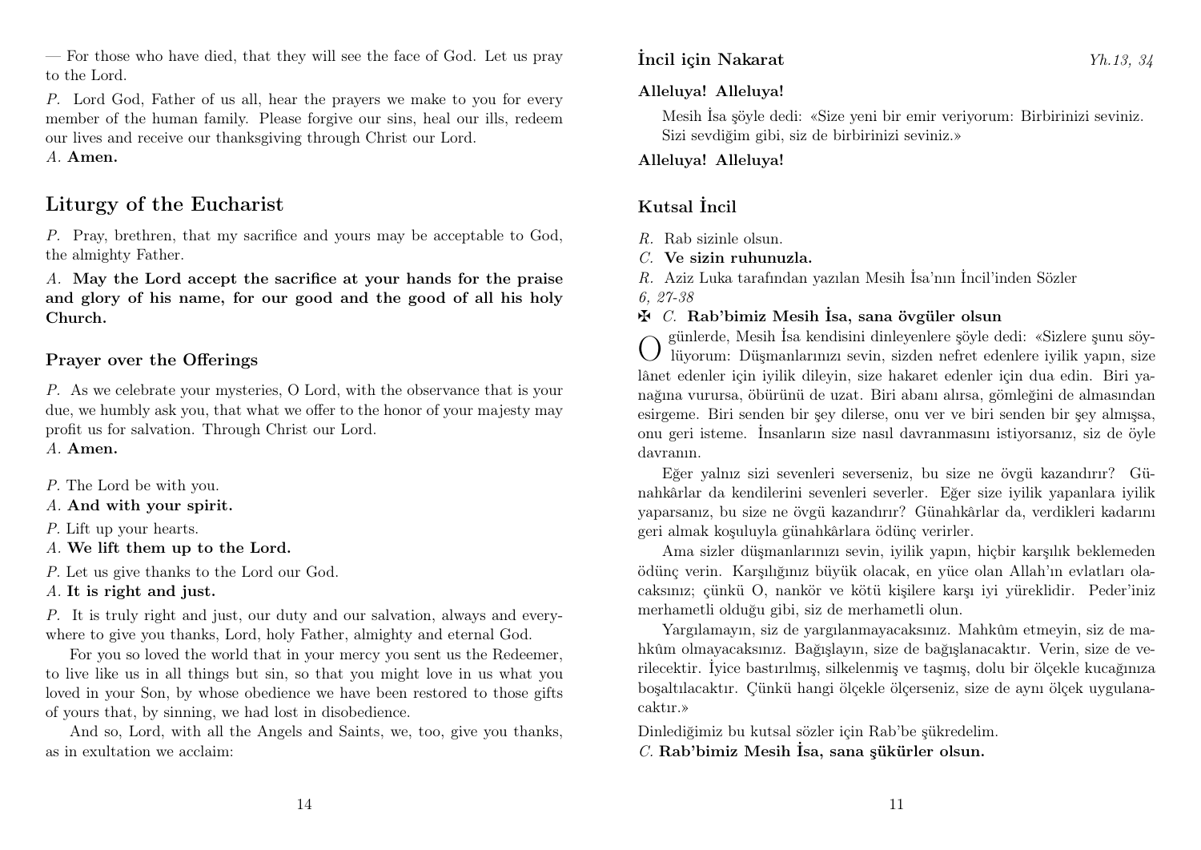— For those who have died, that they will see the face of God. Let us pray to the Lord.

*P.* Lord God, Father of us all, hear the prayers we make to you for every member of the human family. Please forgive our sins, heal our ills, redeem our lives and receive our thanksgiving through Christ our Lord.
*A.* **Amen.**

## Liturgy of the Eucharist

*P.* Pray, brethren, that my sacrifice and yours may be acceptable to God, the almighty Father.

*A.* **May the Lord accept the sacrifice at your hands for the praise and glory of his name, for our good and the good of all his holy Church.**

### Prayer over the Offerings

*P.* As we celebrate your mysteries, O Lord, with the observance that is your due, we humbly ask you, that what we offer to the honor of your majesty may profit us for salvation. Through Christ our Lord.
*A.* **Amen.**

*P.* The Lord be with you.
*A.* **And with your spirit.**
*P.* Lift up your hearts.
*A.* **We lift them up to the Lord.**
*P.* Let us give thanks to the Lord our God.
*A.* **It is right and just.**

*P.* It is truly right and just, our duty and our salvation, always and everywhere to give you thanks, Lord, holy Father, almighty and eternal God.

For you so loved the world that in your mercy you sent us the Redeemer, to live like us in all things but sin, so that you might love in us what you loved in your Son, by whose obedience we have been restored to those gifts of yours that, by sinning, we had lost in disobedience.

And so, Lord, with all the Angels and Saints, we, too, give you thanks, as in exultation we acclaim:

### İncil için Nakarat

*Yh.13, 34*

**Alleluya! Alleluya!**

Mesih İsa şöyle dedi: «Size yeni bir emir veriyorum: Birbirinizi seviniz. Sizi sevdiğim gibi, siz de birbirinizi seviniz.»

**Alleluya! Alleluya!**

### Kutsal İncil

*R.* Rab sizinle olsun.
*C.* **Ve sizin ruhunuzla.**
*R.* Aziz Luka tarafından yazılan Mesih İsa'nın İncil'inden Sözler
*6, 27-38*
✠ *C.* **Rab'bimiz Mesih İsa, sana övgüler olsun**

O günlerde, Mesih İsa kendisini dinleyenlere şöyle dedi: «Sizlere şunu söylüyorum: Düşmanlarınızı sevin, sizden nefret edenlere iyilik yapın, size lânet edenler için iyilik dileyin, size hakaret edenler için dua edin. Biri yanağına vurursa, öbürünü de uzat. Biri abanı alırsa, gömleğini de almasından esirgeme. Biri senden bir şey dilerse, onu ver ve biri senden bir şey almışsa, onu geri isteme. İnsanların size nasıl davranmasını istiyorsanız, siz de öyle davranın.

Eğer yalnız sizi sevenleri severseniz, bu size ne övgü kazandırır? Günahkârlar da kendilerini sevenleri severler. Eğer size iyilik yapanlara iyilik yaparsanız, bu size ne övgü kazandırır? Günahkârlar da, verdikleri kadarını geri almak koşuluyla günahkârlara ödünç verirler.

Ama sizler düşmanlarınızı sevin, iyilik yapın, hiçbir karşılık beklemeden ödünç verin. Karşılığınız büyük olacak, en yüce olan Allah'ın evlatları olacaksınız; çünkü O, nankör ve kötü kişilere karşı iyi yüreklidir. Peder'iniz merhametli olduğu gibi, siz de merhametli olun.

Yargılamayın, siz de yargılanmayacaksınız. Mahkûm etmeyin, siz de mahkûm olmayacaksınız. Bağışlayın, size de bağışlanacaktır. Verin, size de verilecektir. İyice bastırılmış, silkelenmiş ve taşmış, dolu bir ölçekle kucağınıza boşaltılacaktır. Çünkü hangi ölçekle ölçerseniz, size de aynı ölçek uygulanacaktır.»

Dinlediğimiz bu kutsal sözler için Rab'be şükredelim.
*C.* **Rab'bimiz Mesih İsa, sana şükürler olsun.**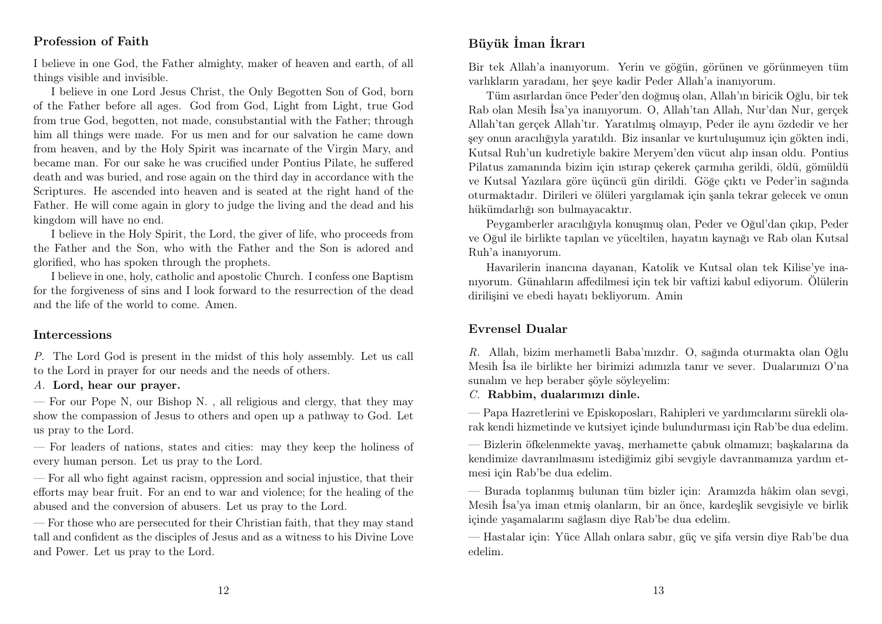### Profession of Faith

I believe in one God, the Father almighty, maker of heaven and earth, of all things visible and invisible.

I believe in one Lord Jesus Christ, the Only Begotten Son of God, born of the Father before all ages. God from God, Light from Light, true God from true God, begotten, not made, consubstantial with the Father; through him all things were made. For us men and for our salvation he came down from heaven, and by the Holy Spirit was incarnate of the Virgin Mary, and became man. For our sake he was crucified under Pontius Pilate, he suffered death and was buried, and rose again on the third day in accordance with the Scriptures. He ascended into heaven and is seated at the right hand of the Father. He will come again in glory to judge the living and the dead and his kingdom will have no end.

I believe in the Holy Spirit, the Lord, the giver of life, who proceeds from the Father and the Son, who with the Father and the Son is adored and glorified, who has spoken through the prophets.

I believe in one, holy, catholic and apostolic Church. I confess one Baptism for the forgiveness of sins and I look forward to the resurrection of the dead and the life of the world to come. Amen.

### Intercessions

*P.* The Lord God is present in the midst of this holy assembly. Let us call to the Lord in prayer for our needs and the needs of others.

*A.* **Lord, hear our prayer.**

— For our Pope N, our Bishop N. , all religious and clergy, that they may show the compassion of Jesus to others and open up a pathway to God. Let us pray to the Lord.

— For leaders of nations, states and cities: may they keep the holiness of every human person. Let us pray to the Lord.

— For all who fight against racism, oppression and social injustice, that their efforts may bear fruit. For an end to war and violence; for the healing of the abused and the conversion of abusers. Let us pray to the Lord.

— For those who are persecuted for their Christian faith, that they may stand tall and confident as the disciples of Jesus and as a witness to his Divine Love and Power. Let us pray to the Lord.

### Büyük İman İkrarı

Bir tek Allah'a inanıyorum. Yerin ve göğün, görünen ve görünmeyen tüm varlıkların yaradanı, her şeye kadir Peder Allah'a inanıyorum.

Tüm asırlardan önce Peder'den doğmuş olan, Allah'ın biricik Oğlu, bir tek Rab olan Mesih İsa'ya inanıyorum. O, Allah'tan Allah, Nur'dan Nur, gerçek Allah'tan gerçek Allah'tır. Yaratılmış olmayıp, Peder ile aynı özdedir ve her şey onun aracılığıyla yaratıldı. Biz insanlar ve kurtuluşumuz için gökten indi, Kutsal Ruh'un kudretiyle bakire Meryem'den vücut alıp insan oldu. Pontius Pilatus zamanında bizim için ıstırap çekerek çarmıha gerildi, öldü, gömüldü ve Kutsal Yazılara göre üçüncü gün dirildi. Göğe çıktı ve Peder'in sağında oturmaktadır. Dirileri ve ölüleri yargılamak için şanla tekrar gelecek ve onun hükümdarlığı son bulmayacaktır.

Peygamberler aracılığıyla konuşmuş olan, Peder ve Oğul'dan çıkıp, Peder ve Oğul ile birlikte tapılan ve yüceltilen, hayatın kaynağı ve Rab olan Kutsal Ruh'a inanıyorum.

Havarilerin inancına dayanan, Katolik ve Kutsal olan tek Kilise'ye inanıyorum. Günahların affedilmesi için tek bir vaftizi kabul ediyorum. Ölülerin dirilişini ve ebedi hayatı bekliyorum. Amin

### Evrensel Dualar

*R.* Allah, bizim merhametli Baba'mızdır. O, sağında oturmakta olan Oğlu Mesih İsa ile birlikte her birimizi adımızla tanır ve sever. Dualarımızı O'na sunalım ve hep beraber şöyle söyleyelim:

*C.* **Rabbim, dualarımızı dinle.**

— Papa Hazretlerini ve Episkoposları, Rahipleri ve yardımcılarını sürekli olarak kendi hizmetinde ve kutsiyet içinde bulundurması için Rab'be dua edelim.

— Bizlerin öfkelenmekte yavaş, merhamette çabuk olmamızı; başkalarına da kendimize davranılmasını istediğimiz gibi sevgiyle davranmamıza yardım etmesi için Rab'be dua edelim.

— Burada toplanmış bulunan tüm bizler için: Aramızda hâkim olan sevgi, Mesih İsa'ya iman etmiş olanların, bir an önce, kardeşlik sevgisiyle ve birlik içinde yaşamalarını sağlasın diye Rab'be dua edelim.

— Hastalar için: Yüce Allah onlara sabır, güç ve şifa versin diye Rab'be dua edelim.